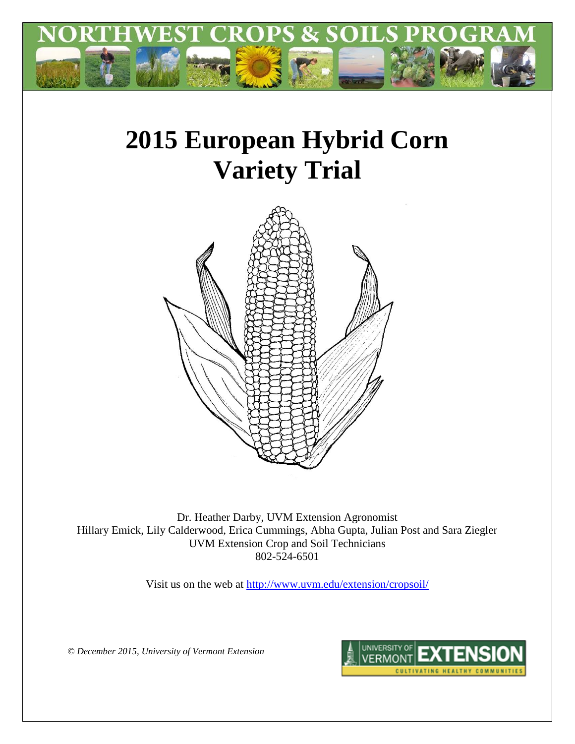# NORTHWEST CROPS & SOILS PROGRAM

# 2015 European Hybrid Corn Variety Trial

Dr. Heather Darby, UVM Extension Agronomist
Hillary Emick, Lily Calderwood, Erica Cummings, Abha Gupta, Julian Post and Sara Ziegler
UVM Extension Crop and Soil Technicians
802-524-6501

Visit us on the web at http://www.uvm.edu/extension/cropsoil/

*© December 2015, University of Vermont Extension*

UNIVERSITY OF VERMONT EXTENSION
CULTIVATING HEALTHY COMMUNITIES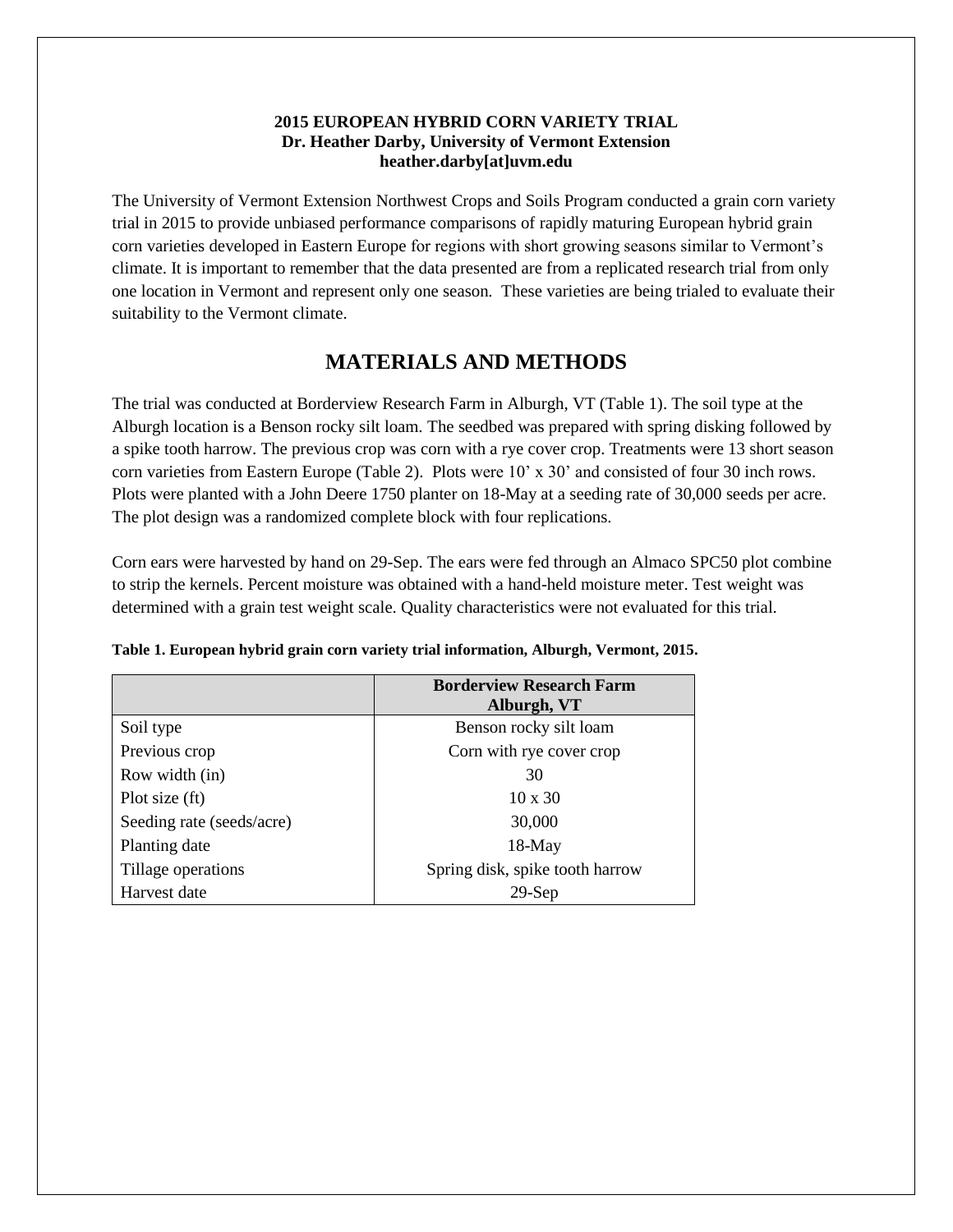**2015 EUROPEAN HYBRID CORN VARIETY TRIAL**
**Dr. Heather Darby, University of Vermont Extension**
**heather.darby[at]uvm.edu**

The University of Vermont Extension Northwest Crops and Soils Program conducted a grain corn variety trial in 2015 to provide unbiased performance comparisons of rapidly maturing European hybrid grain corn varieties developed in Eastern Europe for regions with short growing seasons similar to Vermont's climate. It is important to remember that the data presented are from a replicated research trial from only one location in Vermont and represent only one season. These varieties are being trialed to evaluate their suitability to the Vermont climate.

# MATERIALS AND METHODS

The trial was conducted at Borderview Research Farm in Alburgh, VT (Table 1). The soil type at the Alburgh location is a Benson rocky silt loam. The seedbed was prepared with spring disking followed by a spike tooth harrow. The previous crop was corn with a rye cover crop. Treatments were 13 short season corn varieties from Eastern Europe (Table 2). Plots were 10' x 30' and consisted of four 30 inch rows. Plots were planted with a John Deere 1750 planter on 18-May at a seeding rate of 30,000 seeds per acre. The plot design was a randomized complete block with four replications.

Corn ears were harvested by hand on 29-Sep. The ears were fed through an Almaco SPC50 plot combine to strip the kernels. Percent moisture was obtained with a hand-held moisture meter. Test weight was determined with a grain test weight scale. Quality characteristics were not evaluated for this trial.

**Table 1. European hybrid grain corn variety trial information, Alburgh, Vermont, 2015.**

| | Borderview Research Farm Alburgh, VT |
|---|---|
| Soil type | Benson rocky silt loam |
| Previous crop | Corn with rye cover crop |
| Row width (in) | 30 |
| Plot size (ft) | 10 x 30 |
| Seeding rate (seeds/acre) | 30,000 |
| Planting date | 18-May |
| Tillage operations | Spring disk, spike tooth harrow |
| Harvest date | 29-Sep |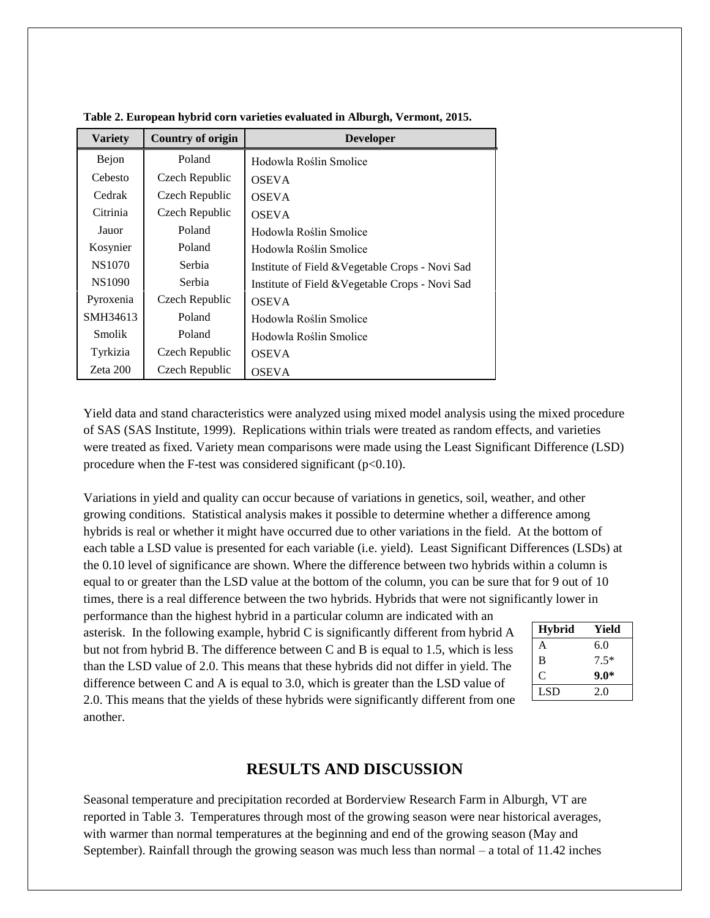**Table 2. European hybrid corn varieties evaluated in Alburgh, Vermont, 2015.**

| Variety | Country of origin | Developer |
|---|---|---|
| Bejon | Poland | Hodowla Roślin Smolice |
| Cebesto | Czech Republic | OSEVA |
| Cedrak | Czech Republic | OSEVA |
| Citrinia | Czech Republic | OSEVA |
| Jauor | Poland | Hodowla Roślin Smolice |
| Kosynier | Poland | Hodowla Roślin Smolice |
| NS1070 | Serbia | Institute of Field &Vegetable Crops - Novi Sad |
| NS1090 | Serbia | Institute of Field &Vegetable Crops - Novi Sad |
| Pyroxenia | Czech Republic | OSEVA |
| SMH34613 | Poland | Hodowla Roślin Smolice |
| Smolik | Poland | Hodowla Roślin Smolice |
| Tyrkizia | Czech Republic | OSEVA |
| Zeta 200 | Czech Republic | OSEVA |

Yield data and stand characteristics were analyzed using mixed model analysis using the mixed procedure of SAS (SAS Institute, 1999). Replications within trials were treated as random effects, and varieties were treated as fixed. Variety mean comparisons were made using the Least Significant Difference (LSD) procedure when the F-test was considered significant ($p<0.10$).

Variations in yield and quality can occur because of variations in genetics, soil, weather, and other growing conditions. Statistical analysis makes it possible to determine whether a difference among hybrids is real or whether it might have occurred due to other variations in the field. At the bottom of each table a LSD value is presented for each variable (i.e. yield). Least Significant Differences (LSDs) at the 0.10 level of significance are shown. Where the difference between two hybrids within a column is equal to or greater than the LSD value at the bottom of the column, you can be sure that for 9 out of 10 times, there is a real difference between the two hybrids. Hybrids that were not significantly lower in performance than the highest hybrid in a particular column are indicated with an asterisk. In the following example, hybrid C is significantly different from hybrid A but not from hybrid B. The difference between C and B is equal to 1.5, which is less than the LSD value of 2.0. This means that these hybrids did not differ in yield. The difference between C and A is equal to 3.0, which is greater than the LSD value of 2.0. This means that the yields of these hybrids were significantly different from one another.

| Hybrid | Yield |
|---|---|
| A | 6.0 |
| B | 7.5* |
| C | **9.0*** |
| LSD | 2.0 |

## RESULTS AND DISCUSSION

Seasonal temperature and precipitation recorded at Borderview Research Farm in Alburgh, VT are reported in Table 3. Temperatures through most of the growing season were near historical averages, with warmer than normal temperatures at the beginning and end of the growing season (May and September). Rainfall through the growing season was much less than normal – a total of 11.42 inches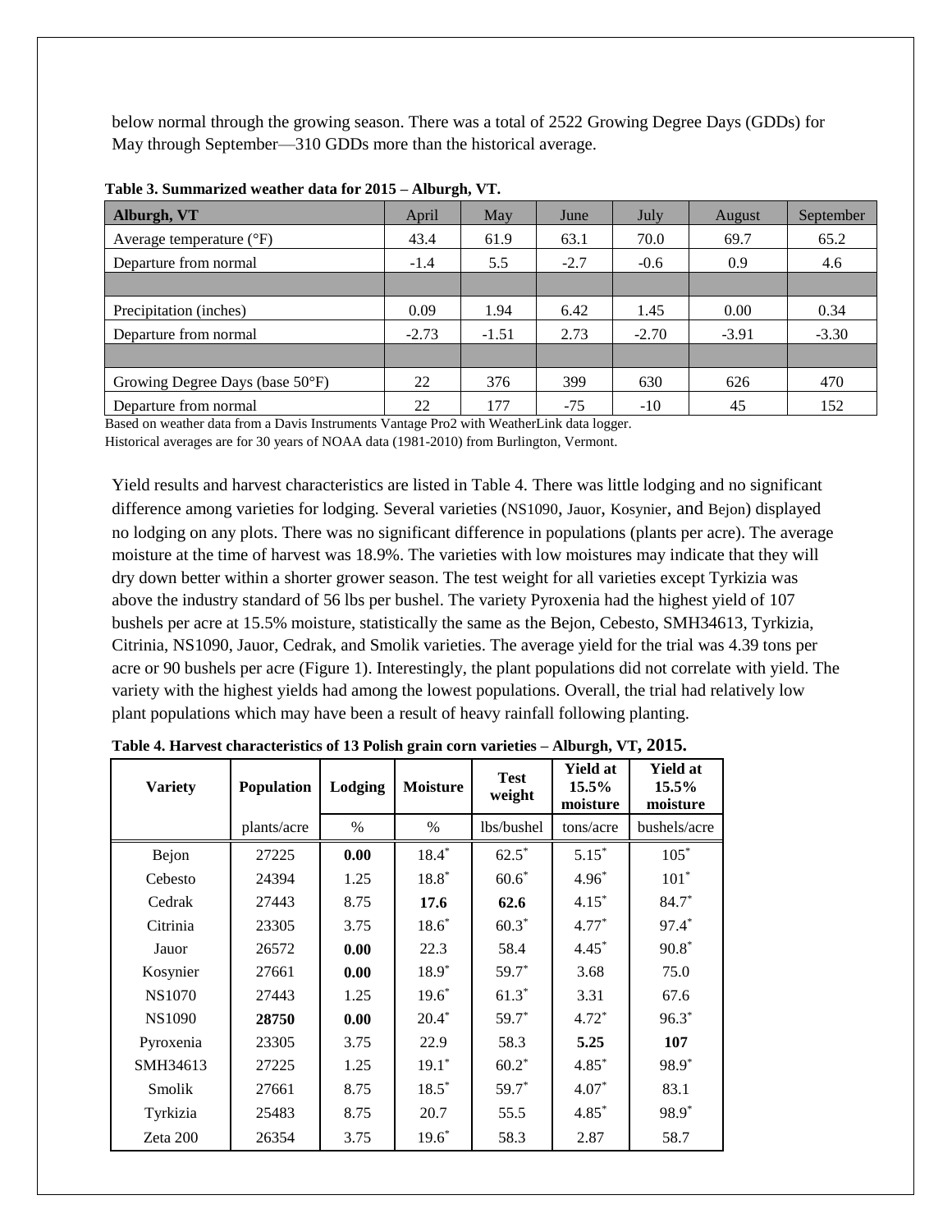below normal through the growing season. There was a total of 2522 Growing Degree Days (GDDs) for May through September—310 GDDs more than the historical average.

**Table 3. Summarized weather data for 2015 – Alburgh, VT.**

| Alburgh, VT | April | May | June | July | August | September |
|---|---|---|---|---|---|---|
| Average temperature (°F) | 43.4 | 61.9 | 63.1 | 70.0 | 69.7 | 65.2 |
| Departure from normal | -1.4 | 5.5 | -2.7 | -0.6 | 0.9 | 4.6 |
| | | | | | | |
| Precipitation (inches) | 0.09 | 1.94 | 6.42 | 1.45 | 0.00 | 0.34 |
| Departure from normal | -2.73 | -1.51 | 2.73 | -2.70 | -3.91 | -3.30 |
| | | | | | | |
| Growing Degree Days (base 50°F) | 22 | 376 | 399 | 630 | 626 | 470 |
| Departure from normal | 22 | 177 | -75 | -10 | 45 | 152 |

Based on weather data from a Davis Instruments Vantage Pro2 with WeatherLink data logger.
Historical averages are for 30 years of NOAA data (1981-2010) from Burlington, Vermont.

Yield results and harvest characteristics are listed in Table 4. There was little lodging and no significant difference among varieties for lodging. Several varieties (NS1090, Jauor, Kosynier, and Bejon) displayed no lodging on any plots. There was no significant difference in populations (plants per acre). The average moisture at the time of harvest was 18.9%. The varieties with low moistures may indicate that they will dry down better within a shorter grower season. The test weight for all varieties except Tyrkizia was above the industry standard of 56 lbs per bushel. The variety Pyroxenia had the highest yield of 107 bushels per acre at 15.5% moisture, statistically the same as the Bejon, Cebesto, SMH34613, Tyrkizia, Citrinia, NS1090, Jauor, Cedrak, and Smolik varieties. The average yield for the trial was 4.39 tons per acre or 90 bushels per acre (Figure 1). Interestingly, the plant populations did not correlate with yield. The variety with the highest yields had among the lowest populations. Overall, the trial had relatively low plant populations which may have been a result of heavy rainfall following planting.

**Table 4. Harvest characteristics of 13 Polish grain corn varieties – Alburgh, VT, 2015.**

| Variety | Population | Lodging | Moisture | Test weight | Yield at 15.5% moisture | Yield at 15.5% moisture |
|---|---|---|---|---|---|---|
| | plants/acre | % | % | lbs/bushel | tons/acre | bushels/acre |
| Bejon | 27225 | **0.00** | 18.4* | 62.5* | 5.15* | 105* |
| Cebesto | 24394 | 1.25 | 18.8* | 60.6* | 4.96* | 101* |
| Cedrak | 27443 | 8.75 | **17.6** | **62.6** | 4.15* | 84.7* |
| Citrinia | 23305 | 3.75 | 18.6* | 60.3* | 4.77* | 97.4* |
| Jauor | 26572 | **0.00** | 22.3 | 58.4 | 4.45* | 90.8* |
| Kosynier | 27661 | **0.00** | 18.9* | 59.7* | 3.68 | 75.0 |
| NS1070 | 27443 | 1.25 | 19.6* | 61.3* | 3.31 | 67.6 |
| NS1090 | **28750** | **0.00** | 20.4* | 59.7* | 4.72* | 96.3* |
| Pyroxenia | 23305 | 3.75 | 22.9 | 58.3 | **5.25** | **107** |
| SMH34613 | 27225 | 1.25 | 19.1* | 60.2* | 4.85* | 98.9* |
| Smolik | 27661 | 8.75 | 18.5* | 59.7* | 4.07* | 83.1 |
| Tyrkizia | 25483 | 8.75 | 20.7 | 55.5 | 4.85* | 98.9* |
| Zeta 200 | 26354 | 3.75 | 19.6* | 58.3 | 2.87 | 58.7 |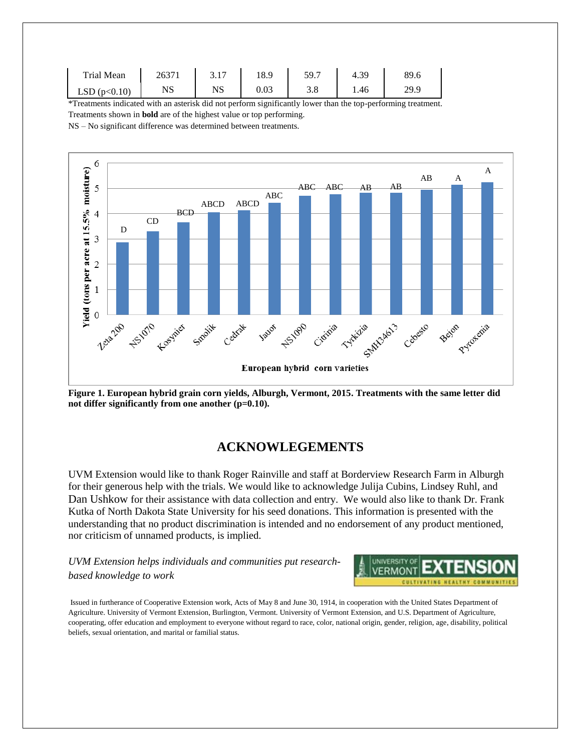| | | | | | | |
|---|---|---|---|---|---|---|
| Trial Mean | 26371 | 3.17 | 18.9 | 59.7 | 4.39 | 89.6 |
| LSD (p<0.10) | NS | NS | 0.03 | 3.8 | 1.46 | 29.9 |

*Treatments indicated with an asterisk did not perform significantly lower than the top-performing treatment.
Treatments shown in **bold** are of the highest value or top performing.
NS – No significant difference was determined between treatments.

Yield (tons per acre at 15.5% moisture)

6
5
4
3
2
1
0

D CD BCD ABCD ABCD ABC ABC ABC AB AB AB A A

Zeta 200, NS1070, Kosynier, Smolik, Cedrak, Jauor, NS1090, Citrinia, Tyrkizia, SMH34613, Cebesto, Bejon, Pyroxenia

European hybrid corn varieties

**Figure 1. European hybrid grain corn yields, Alburgh, Vermont, 2015. Treatments with the same letter did not differ significantly from one another (p=0.10).**

## ACKNOWLEGEMENTS

UVM Extension would like to thank Roger Rainville and staff at Borderview Research Farm in Alburgh for their generous help with the trials. We would like to acknowledge Julija Cubins, Lindsey Ruhl, and Dan Ushkow for their assistance with data collection and entry. We would also like to thank Dr. Frank Kutka of North Dakota State University for his seed donations. This information is presented with the understanding that no product discrimination is intended and no endorsement of any product mentioned, nor criticism of unnamed products, is implied.

*UVM Extension helps individuals and communities put research-based knowledge to work*

Issued in furtherance of Cooperative Extension work, Acts of May 8 and June 30, 1914, in cooperation with the United States Department of Agriculture. University of Vermont Extension, Burlington, Vermont. University of Vermont Extension, and U.S. Department of Agriculture, cooperating, offer education and employment to everyone without regard to race, color, national origin, gender, religion, age, disability, political beliefs, sexual orientation, and marital or familial status.